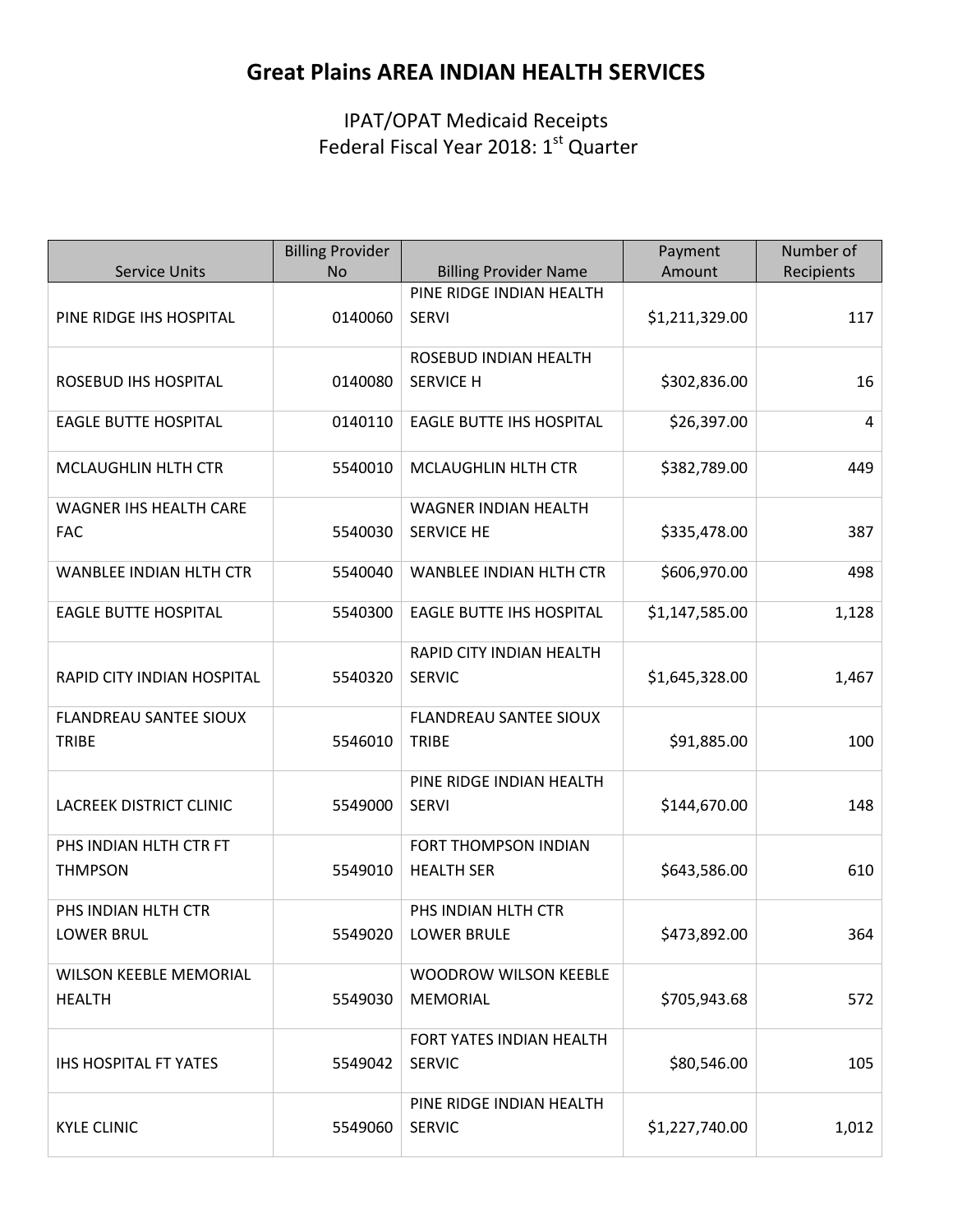# Great Plains AREA INDIAN HEALTH SERVICES

## IPAT/OPAT Medicaid Receipts
## Federal Fiscal Year 2018: 1st Quarter

| Service Units | Billing Provider No | Billing Provider Name | Payment Amount | Number of Recipients |
|---|---|---|---|---|
| PINE RIDGE IHS HOSPITAL | 0140060 | PINE RIDGE INDIAN HEALTH SERVI | $1,211,329.00 | 117 |
| ROSEBUD IHS HOSPITAL | 0140080 | ROSEBUD INDIAN HEALTH SERVICE H | $302,836.00 | 16 |
| EAGLE BUTTE HOSPITAL | 0140110 | EAGLE BUTTE IHS HOSPITAL | $26,397.00 | 4 |
| MCLAUGHLIN HLTH CTR | 5540010 | MCLAUGHLIN HLTH CTR | $382,789.00 | 449 |
| WAGNER IHS HEALTH CARE FAC | 5540030 | WAGNER INDIAN HEALTH SERVICE HE | $335,478.00 | 387 |
| WANBLEE INDIAN HLTH CTR | 5540040 | WANBLEE INDIAN HLTH CTR | $606,970.00 | 498 |
| EAGLE BUTTE HOSPITAL | 5540300 | EAGLE BUTTE IHS HOSPITAL | $1,147,585.00 | 1,128 |
| RAPID CITY INDIAN HOSPITAL | 5540320 | RAPID CITY INDIAN HEALTH SERVIC | $1,645,328.00 | 1,467 |
| FLANDREAU SANTEE SIOUX TRIBE | 5546010 | FLANDREAU SANTEE SIOUX TRIBE | $91,885.00 | 100 |
| LACREEK DISTRICT CLINIC | 5549000 | PINE RIDGE INDIAN HEALTH SERVI | $144,670.00 | 148 |
| PHS INDIAN HLTH CTR FT THMPSON | 5549010 | FORT THOMPSON INDIAN HEALTH SER | $643,586.00 | 610 |
| PHS INDIAN HLTH CTR LOWER BRUL | 5549020 | PHS INDIAN HLTH CTR LOWER BRULE | $473,892.00 | 364 |
| WILSON KEEBLE MEMORIAL HEALTH | 5549030 | WOODROW WILSON KEEBLE MEMORIAL | $705,943.68 | 572 |
| IHS HOSPITAL FT YATES | 5549042 | FORT YATES INDIAN HEALTH SERVIC | $80,546.00 | 105 |
| KYLE CLINIC | 5549060 | PINE RIDGE INDIAN HEALTH SERVIC | $1,227,740.00 | 1,012 |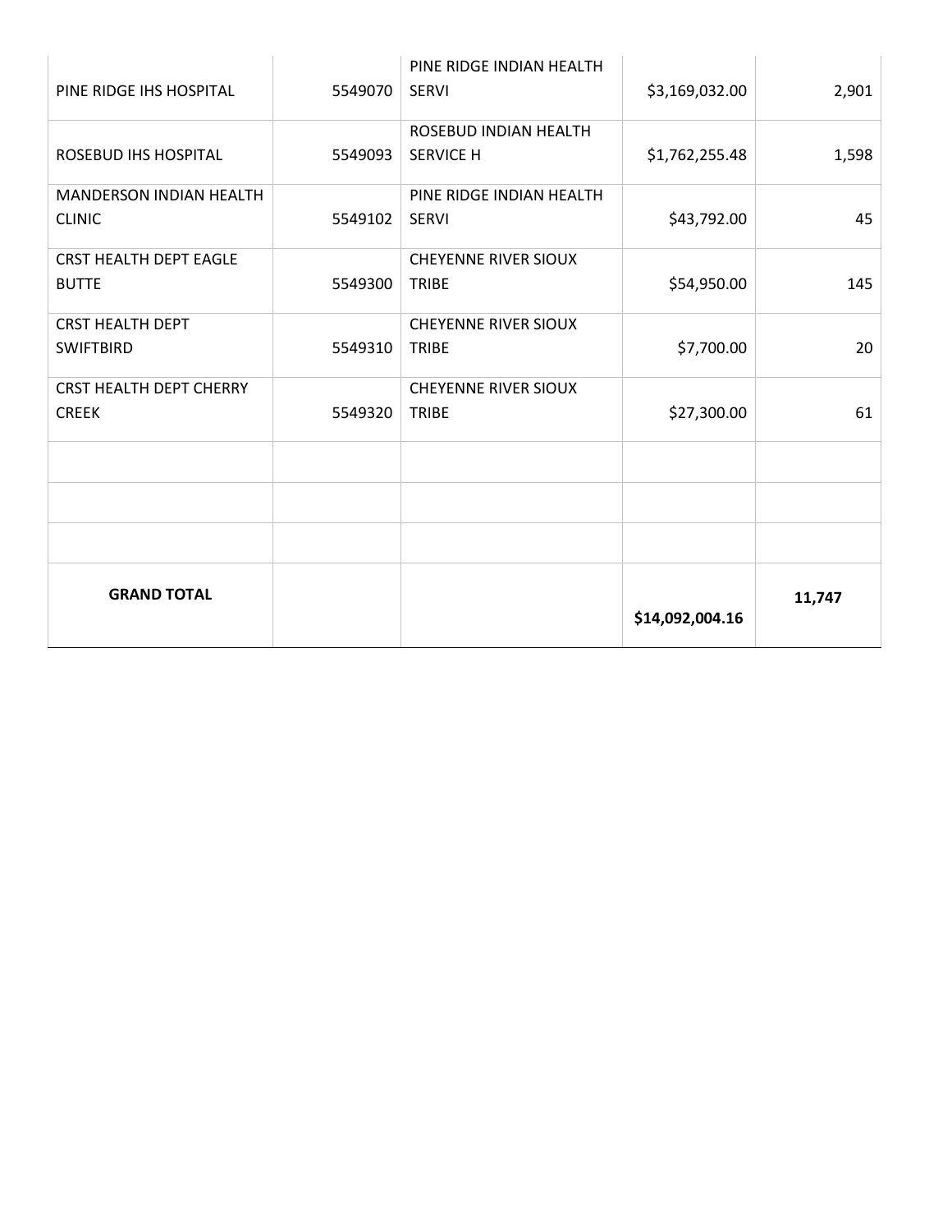| | | | | |
|---|---|---|---|---|
| PINE RIDGE IHS HOSPITAL | 5549070 | PINE RIDGE INDIAN HEALTH SERVI | $3,169,032.00 | 2,901 |
| ROSEBUD IHS HOSPITAL | 5549093 | ROSEBUD INDIAN HEALTH SERVICE H | $1,762,255.48 | 1,598 |
| MANDERSON INDIAN HEALTH CLINIC | 5549102 | PINE RIDGE INDIAN HEALTH SERVI | $43,792.00 | 45 |
| CRST HEALTH DEPT EAGLE BUTTE | 5549300 | CHEYENNE RIVER SIOUX TRIBE | $54,950.00 | 145 |
| CRST HEALTH DEPT SWIFTBIRD | 5549310 | CHEYENNE RIVER SIOUX TRIBE | $7,700.00 | 20 |
| CRST HEALTH DEPT CHERRY CREEK | 5549320 | CHEYENNE RIVER SIOUX TRIBE | $27,300.00 | 61 |
| | | | | |
| | | | | |
| | | | | |
| **GRAND TOTAL** | | | **$14,092,004.16** | **11,747** |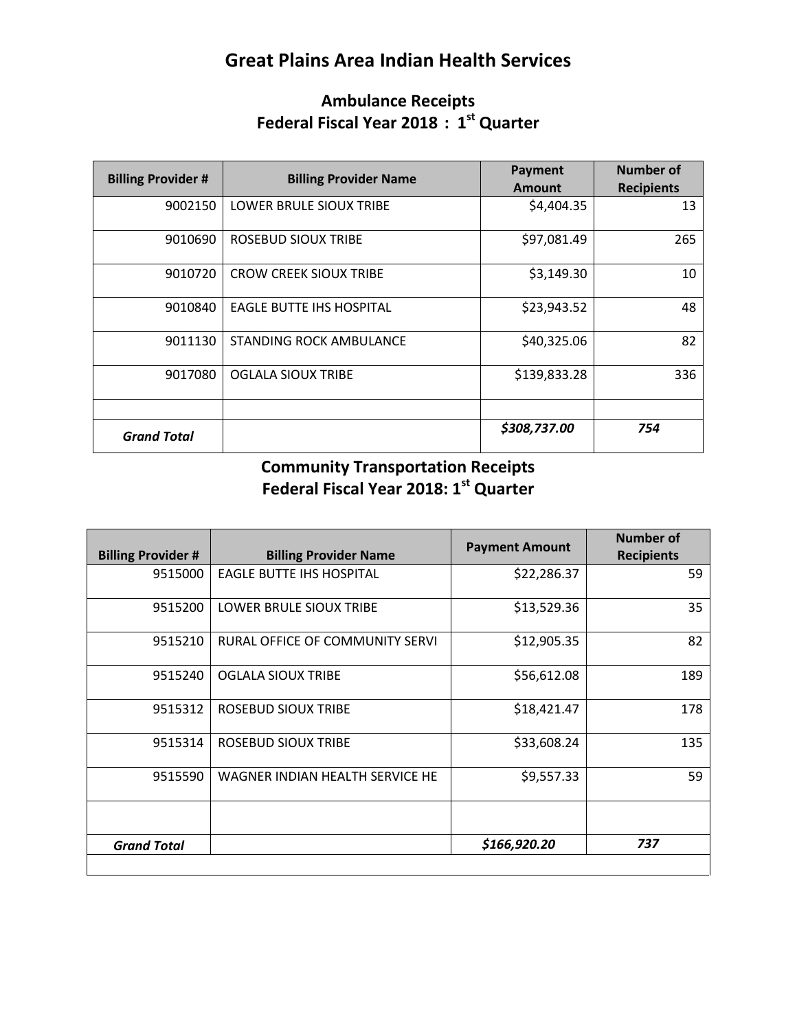# Great Plains Area Indian Health Services

## Ambulance Receipts
## Federal Fiscal Year 2018 : 1st Quarter

| Billing Provider # | Billing Provider Name | Payment Amount | Number of Recipients |
|---|---|---|---|
| 9002150 | LOWER BRULE SIOUX TRIBE | $4,404.35 | 13 |
| 9010690 | ROSEBUD SIOUX TRIBE | $97,081.49 | 265 |
| 9010720 | CROW CREEK SIOUX TRIBE | $3,149.30 | 10 |
| 9010840 | EAGLE BUTTE IHS HOSPITAL | $23,943.52 | 48 |
| 9011130 | STANDING ROCK AMBULANCE | $40,325.06 | 82 |
| 9017080 | OGLALA SIOUX TRIBE | $139,833.28 | 336 |
| | | | |
| ***Grand Total*** | | ***$308,737.00*** | ***754*** |

## Community Transportation Receipts
## Federal Fiscal Year 2018: 1st Quarter

| Billing Provider # | Billing Provider Name | Payment Amount | Number of Recipients |
|---|---|---|---|
| 9515000 | EAGLE BUTTE IHS HOSPITAL | $22,286.37 | 59 |
| 9515200 | LOWER BRULE SIOUX TRIBE | $13,529.36 | 35 |
| 9515210 | RURAL OFFICE OF COMMUNITY SERVI | $12,905.35 | 82 |
| 9515240 | OGLALA SIOUX TRIBE | $56,612.08 | 189 |
| 9515312 | ROSEBUD SIOUX TRIBE | $18,421.47 | 178 |
| 9515314 | ROSEBUD SIOUX TRIBE | $33,608.24 | 135 |
| 9515590 | WAGNER INDIAN HEALTH SERVICE HE | $9,557.33 | 59 |
| | | | |
| ***Grand Total*** | | ***$166,920.20*** | ***737*** |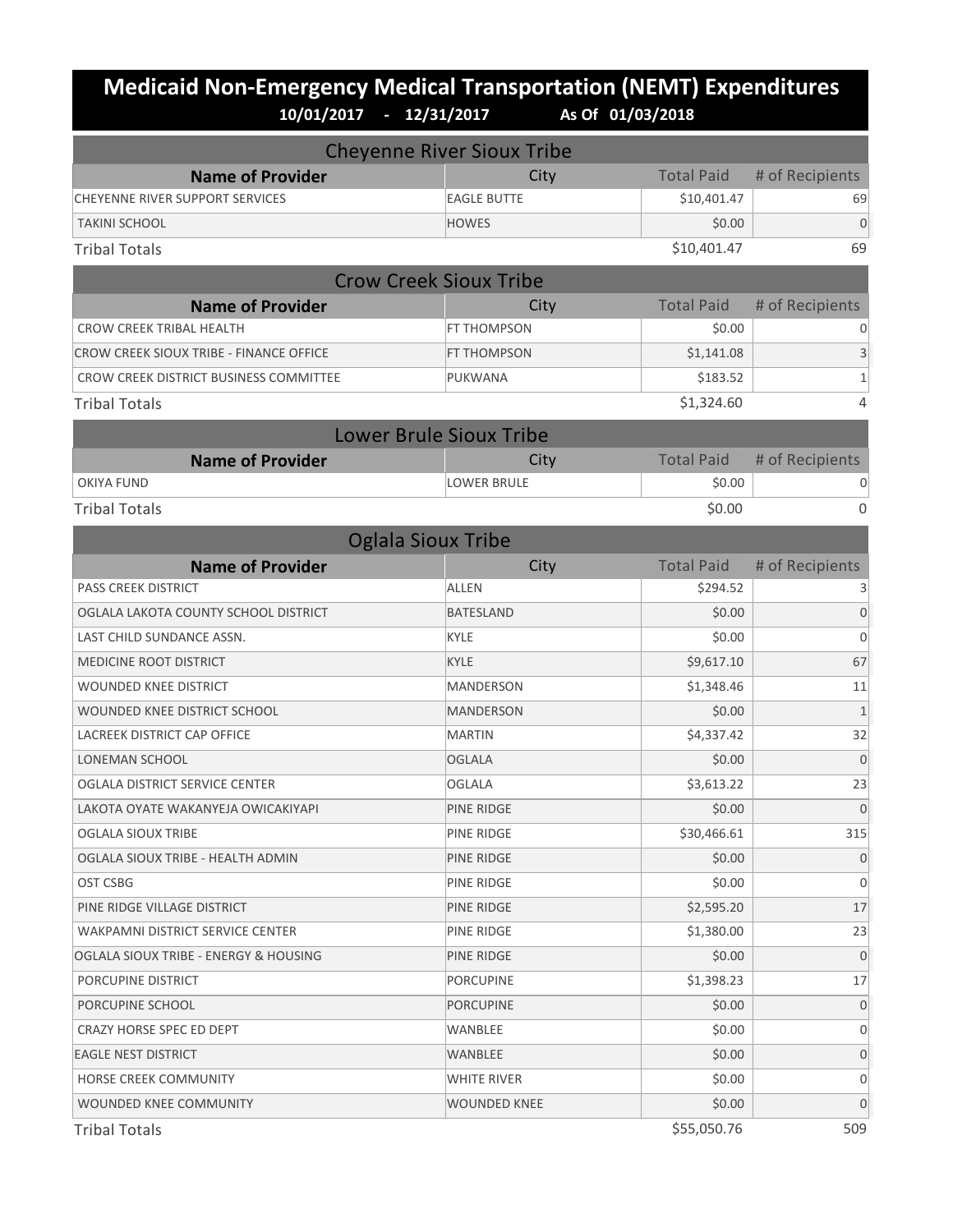# Medicaid Non-Emergency Medical Transportation (NEMT) Expenditures

**10/01/2017 - 12/31/2017 As Of 01/03/2018**

## Cheyenne River Sioux Tribe

| Name of Provider | City | Total Paid | # of Recipients |
|---|---|---|---|
| CHEYENNE RIVER SUPPORT SERVICES | EAGLE BUTTE | $10,401.47 | 69 |
| TAKINI SCHOOL | HOWES | $0.00 | 0 |
| Tribal Totals | | $10,401.47 | 69 |

## Crow Creek Sioux Tribe

| Name of Provider | City | Total Paid | # of Recipients |
|---|---|---|---|
| CROW CREEK TRIBAL HEALTH | FT THOMPSON | $0.00 | 0 |
| CROW CREEK SIOUX TRIBE - FINANCE OFFICE | FT THOMPSON | $1,141.08 | 3 |
| CROW CREEK DISTRICT BUSINESS COMMITTEE | PUKWANA | $183.52 | 1 |
| Tribal Totals | | $1,324.60 | 4 |

## Lower Brule Sioux Tribe

| Name of Provider | City | Total Paid | # of Recipients |
|---|---|---|---|
| OKIYA FUND | LOWER BRULE | $0.00 | 0 |
| Tribal Totals | | $0.00 | 0 |

## Oglala Sioux Tribe

| Name of Provider | City | Total Paid | # of Recipients |
|---|---|---|---|
| PASS CREEK DISTRICT | ALLEN | $294.52 | 3 |
| OGLALA LAKOTA COUNTY SCHOOL DISTRICT | BATESLAND | $0.00 | 0 |
| LAST CHILD SUNDANCE ASSN. | KYLE | $0.00 | 0 |
| MEDICINE ROOT DISTRICT | KYLE | $9,617.10 | 67 |
| WOUNDED KNEE DISTRICT | MANDERSON | $1,348.46 | 11 |
| WOUNDED KNEE DISTRICT SCHOOL | MANDERSON | $0.00 | 1 |
| LACREEK DISTRICT CAP OFFICE | MARTIN | $4,337.42 | 32 |
| LONEMAN SCHOOL | OGLALA | $0.00 | 0 |
| OGLALA DISTRICT SERVICE CENTER | OGLALA | $3,613.22 | 23 |
| LAKOTA OYATE WAKANYEJA OWICAKIYAPI | PINE RIDGE | $0.00 | 0 |
| OGLALA SIOUX TRIBE | PINE RIDGE | $30,466.61 | 315 |
| OGLALA SIOUX TRIBE - HEALTH ADMIN | PINE RIDGE | $0.00 | 0 |
| OST CSBG | PINE RIDGE | $0.00 | 0 |
| PINE RIDGE VILLAGE DISTRICT | PINE RIDGE | $2,595.20 | 17 |
| WAKPAMNI DISTRICT SERVICE CENTER | PINE RIDGE | $1,380.00 | 23 |
| OGLALA SIOUX TRIBE - ENERGY & HOUSING | PINE RIDGE | $0.00 | 0 |
| PORCUPINE DISTRICT | PORCUPINE | $1,398.23 | 17 |
| PORCUPINE SCHOOL | PORCUPINE | $0.00 | 0 |
| CRAZY HORSE SPEC ED DEPT | WANBLEE | $0.00 | 0 |
| EAGLE NEST DISTRICT | WANBLEE | $0.00 | 0 |
| HORSE CREEK COMMUNITY | WHITE RIVER | $0.00 | 0 |
| WOUNDED KNEE COMMUNITY | WOUNDED KNEE | $0.00 | 0 |
| Tribal Totals | | $55,050.76 | 509 |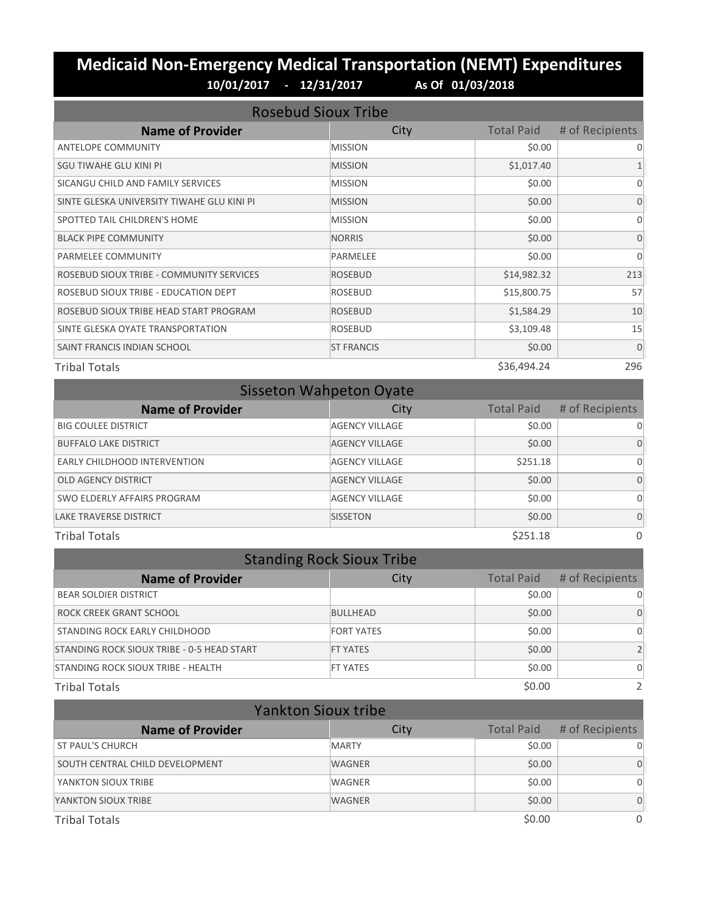# Medicaid Non-Emergency Medical Transportation (NEMT) Expenditures

**10/01/2017 - 12/31/2017 As Of 01/03/2018**

## Rosebud Sioux Tribe

| Name of Provider | City | Total Paid | # of Recipients |
|---|---|---|---|
| ANTELOPE COMMUNITY | MISSION | $0.00 | 0 |
| SGU TIWAHE GLU KINI PI | MISSION | $1,017.40 | 1 |
| SICANGU CHILD AND FAMILY SERVICES | MISSION | $0.00 | 0 |
| SINTE GLESKA UNIVERSITY TIWAHE GLU KINI PI | MISSION | $0.00 | 0 |
| SPOTTED TAIL CHILDREN'S HOME | MISSION | $0.00 | 0 |
| BLACK PIPE COMMUNITY | NORRIS | $0.00 | 0 |
| PARMELEE COMMUNITY | PARMELEE | $0.00 | 0 |
| ROSEBUD SIOUX TRIBE - COMMUNITY SERVICES | ROSEBUD | $14,982.32 | 213 |
| ROSEBUD SIOUX TRIBE - EDUCATION DEPT | ROSEBUD | $15,800.75 | 57 |
| ROSEBUD SIOUX TRIBE HEAD START PROGRAM | ROSEBUD | $1,584.29 | 10 |
| SINTE GLESKA OYATE TRANSPORTATION | ROSEBUD | $3,109.48 | 15 |
| SAINT FRANCIS INDIAN SCHOOL | ST FRANCIS | $0.00 | 0 |
| Tribal Totals | | $36,494.24 | 296 |

## Sisseton Wahpeton Oyate

| Name of Provider | City | Total Paid | # of Recipients |
|---|---|---|---|
| BIG COULEE DISTRICT | AGENCY VILLAGE | $0.00 | 0 |
| BUFFALO LAKE DISTRICT | AGENCY VILLAGE | $0.00 | 0 |
| EARLY CHILDHOOD INTERVENTION | AGENCY VILLAGE | $251.18 | 0 |
| OLD AGENCY DISTRICT | AGENCY VILLAGE | $0.00 | 0 |
| SWO ELDERLY AFFAIRS PROGRAM | AGENCY VILLAGE | $0.00 | 0 |
| LAKE TRAVERSE DISTRICT | SISSETON | $0.00 | 0 |
| Tribal Totals | | $251.18 | 0 |

## Standing Rock Sioux Tribe

| Name of Provider | City | Total Paid | # of Recipients |
|---|---|---|---|
| BEAR SOLDIER DISTRICT | | $0.00 | 0 |
| ROCK CREEK GRANT SCHOOL | BULLHEAD | $0.00 | 0 |
| STANDING ROCK EARLY CHILDHOOD | FORT YATES | $0.00 | 0 |
| STANDING ROCK SIOUX TRIBE - 0-5 HEAD START | FT YATES | $0.00 | 2 |
| STANDING ROCK SIOUX TRIBE - HEALTH | FT YATES | $0.00 | 0 |
| Tribal Totals | | $0.00 | 2 |

## Yankton Sioux tribe

| Name of Provider | City | Total Paid | # of Recipients |
|---|---|---|---|
| ST PAUL'S CHURCH | MARTY | $0.00 | 0 |
| SOUTH CENTRAL CHILD DEVELOPMENT | WAGNER | $0.00 | 0 |
| YANKTON SIOUX TRIBE | WAGNER | $0.00 | 0 |
| YANKTON SIOUX TRIBE | WAGNER | $0.00 | 0 |
| Tribal Totals | | $0.00 | 0 |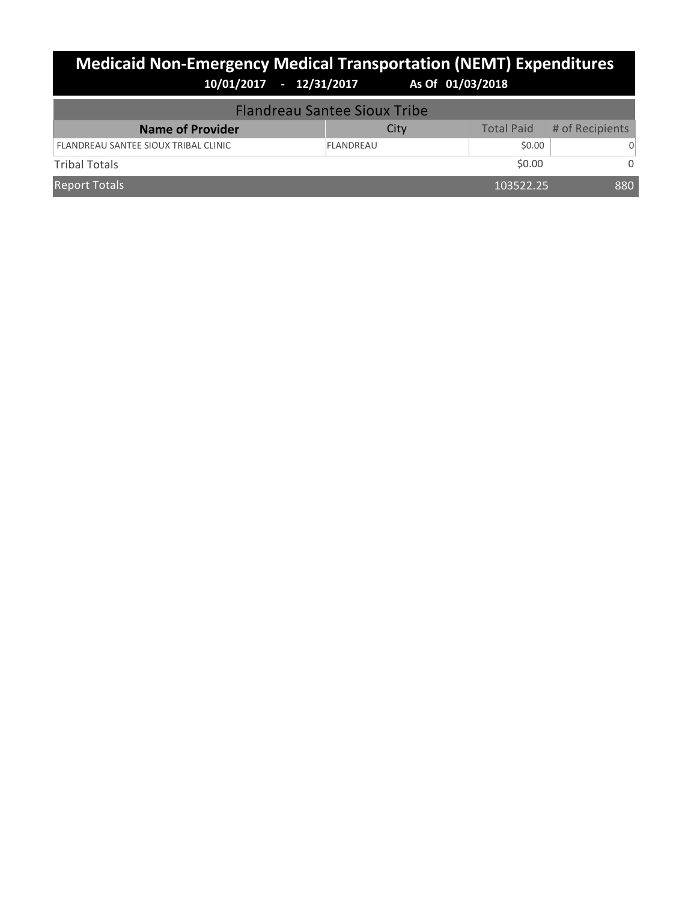# Medicaid Non-Emergency Medical Transportation (NEMT) Expenditures

**10/01/2017 - 12/31/2017 As Of 01/03/2018**

## Flandreau Santee Sioux Tribe

| Name of Provider | City | Total Paid | # of Recipients |
|---|---|---|---|
| FLANDREAU SANTEE SIOUX TRIBAL CLINIC | FLANDREAU | $0.00 | 0 |
| Tribal Totals | | $0.00 | 0 |
| Report Totals | | 103522.25 | 880 |